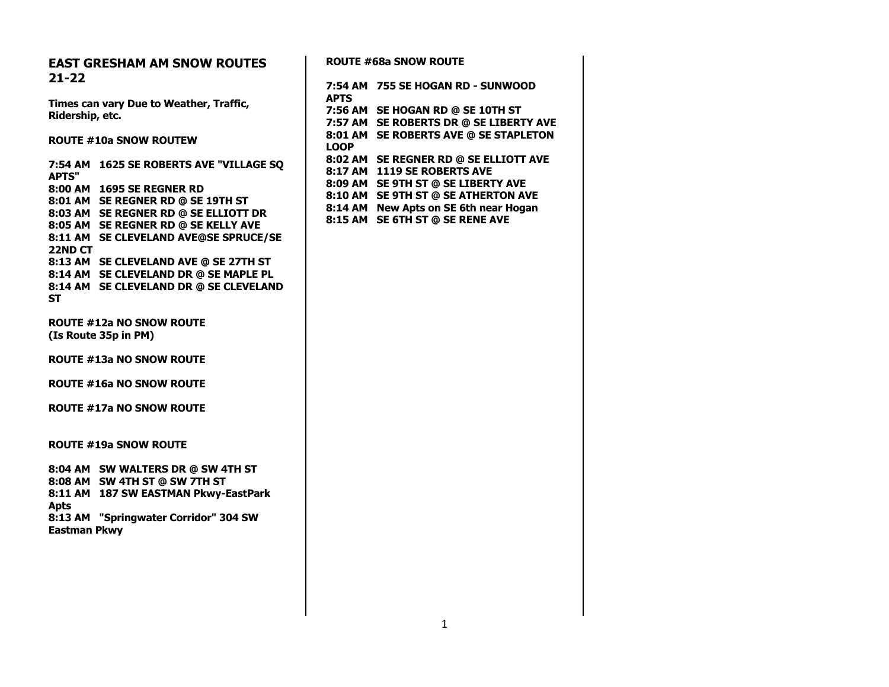## EAST GRESHAM AM SNOW ROUTES 21-22

**Times can vary Due to Weather, Traffic, Ridership, etc.**

**ROUTE #10a SNOW ROUTEW**

**7:54 AM 1625 SE ROBERTS AVE "VILLAGE SQ APTS"**
**8:00 AM 1695 SE REGNER RD**
**8:01 AM SE REGNER RD @ SE 19TH ST**
**8:03 AM SE REGNER RD @ SE ELLIOTT DR**
**8:05 AM SE REGNER RD @ SE KELLY AVE**
**8:11 AM SE CLEVELAND AVE@SE SPRUCE/SE 22ND CT**
**8:13 AM SE CLEVELAND AVE @ SE 27TH ST**
**8:14 AM SE CLEVELAND DR @ SE MAPLE PL**
**8:14 AM SE CLEVELAND DR @ SE CLEVELAND ST**

**ROUTE #12a NO SNOW ROUTE**
**(Is Route 35p in PM)**

**ROUTE #13a NO SNOW ROUTE**

**ROUTE #16a NO SNOW ROUTE**

**ROUTE #17a NO SNOW ROUTE**

**ROUTE #19a SNOW ROUTE**

**8:04 AM SW WALTERS DR @ SW 4TH ST**
**8:08 AM SW 4TH ST @ SW 7TH ST**
**8:11 AM 187 SW EASTMAN Pkwy-EastPark Apts**
**8:13 AM "Springwater Corridor" 304 SW Eastman Pkwy**

**ROUTE #68a SNOW ROUTE**

**7:54 AM 755 SE HOGAN RD - SUNWOOD APTS**
**7:56 AM SE HOGAN RD @ SE 10TH ST**
**7:57 AM SE ROBERTS DR @ SE LIBERTY AVE**
**8:01 AM SE ROBERTS AVE @ SE STAPLETON LOOP**
**8:02 AM SE REGNER RD @ SE ELLIOTT AVE**
**8:17 AM 1119 SE ROBERTS AVE**
**8:09 AM SE 9TH ST @ SE LIBERTY AVE**
**8:10 AM SE 9TH ST @ SE ATHERTON AVE**
**8:14 AM New Apts on SE 6th near Hogan**
**8:15 AM SE 6TH ST @ SE RENE AVE**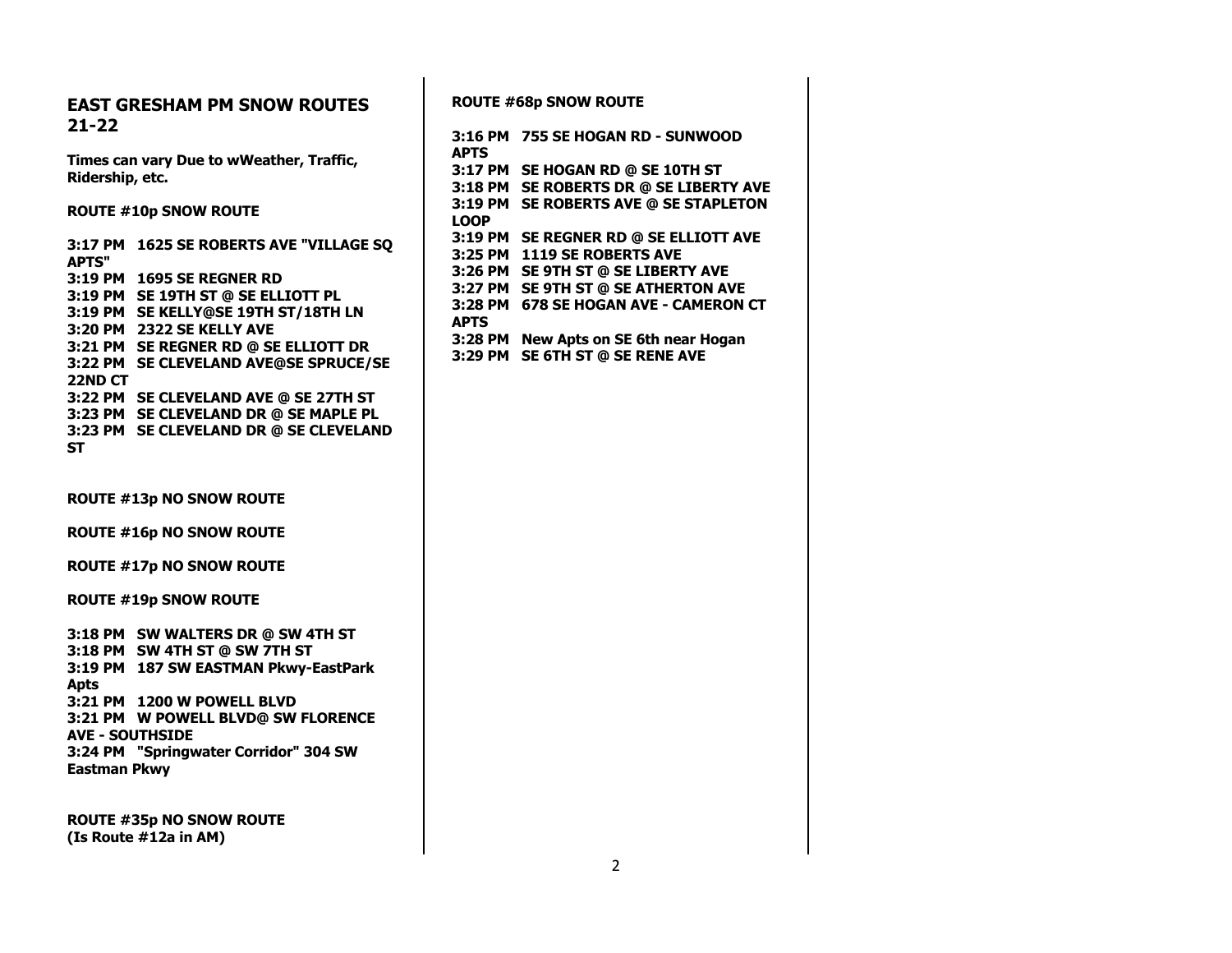## EAST GRESHAM PM SNOW ROUTES 21-22

**Times can vary Due to wWeather, Traffic, Ridership, etc.**

**ROUTE #10p SNOW ROUTE**

**3:17 PM 1625 SE ROBERTS AVE "VILLAGE SQ APTS"**
**3:19 PM 1695 SE REGNER RD**
**3:19 PM SE 19TH ST @ SE ELLIOTT PL**
**3:19 PM SE KELLY@SE 19TH ST/18TH LN**
**3:20 PM 2322 SE KELLY AVE**
**3:21 PM SE REGNER RD @ SE ELLIOTT DR**
**3:22 PM SE CLEVELAND AVE@SE SPRUCE/SE 22ND CT**
**3:22 PM SE CLEVELAND AVE @ SE 27TH ST**
**3:23 PM SE CLEVELAND DR @ SE MAPLE PL**
**3:23 PM SE CLEVELAND DR @ SE CLEVELAND ST**

**ROUTE #13p NO SNOW ROUTE**

**ROUTE #16p NO SNOW ROUTE**

**ROUTE #17p NO SNOW ROUTE**

**ROUTE #19p SNOW ROUTE**

**3:18 PM SW WALTERS DR @ SW 4TH ST**
**3:18 PM SW 4TH ST @ SW 7TH ST**
**3:19 PM 187 SW EASTMAN Pkwy-EastPark Apts**
**3:21 PM 1200 W POWELL BLVD**
**3:21 PM W POWELL BLVD@ SW FLORENCE AVE - SOUTHSIDE**
**3:24 PM "Springwater Corridor" 304 SW Eastman Pkwy**

**ROUTE #35p NO SNOW ROUTE**
**(Is Route #12a in AM)**

**ROUTE #68p SNOW ROUTE**

**3:16 PM 755 SE HOGAN RD - SUNWOOD APTS**
**3:17 PM SE HOGAN RD @ SE 10TH ST**
**3:18 PM SE ROBERTS DR @ SE LIBERTY AVE**
**3:19 PM SE ROBERTS AVE @ SE STAPLETON LOOP**
**3:19 PM SE REGNER RD @ SE ELLIOTT AVE**
**3:25 PM 1119 SE ROBERTS AVE**
**3:26 PM SE 9TH ST @ SE LIBERTY AVE**
**3:27 PM SE 9TH ST @ SE ATHERTON AVE**
**3:28 PM 678 SE HOGAN AVE - CAMERON CT APTS**
**3:28 PM New Apts on SE 6th near Hogan**
**3:29 PM SE 6TH ST @ SE RENE AVE**